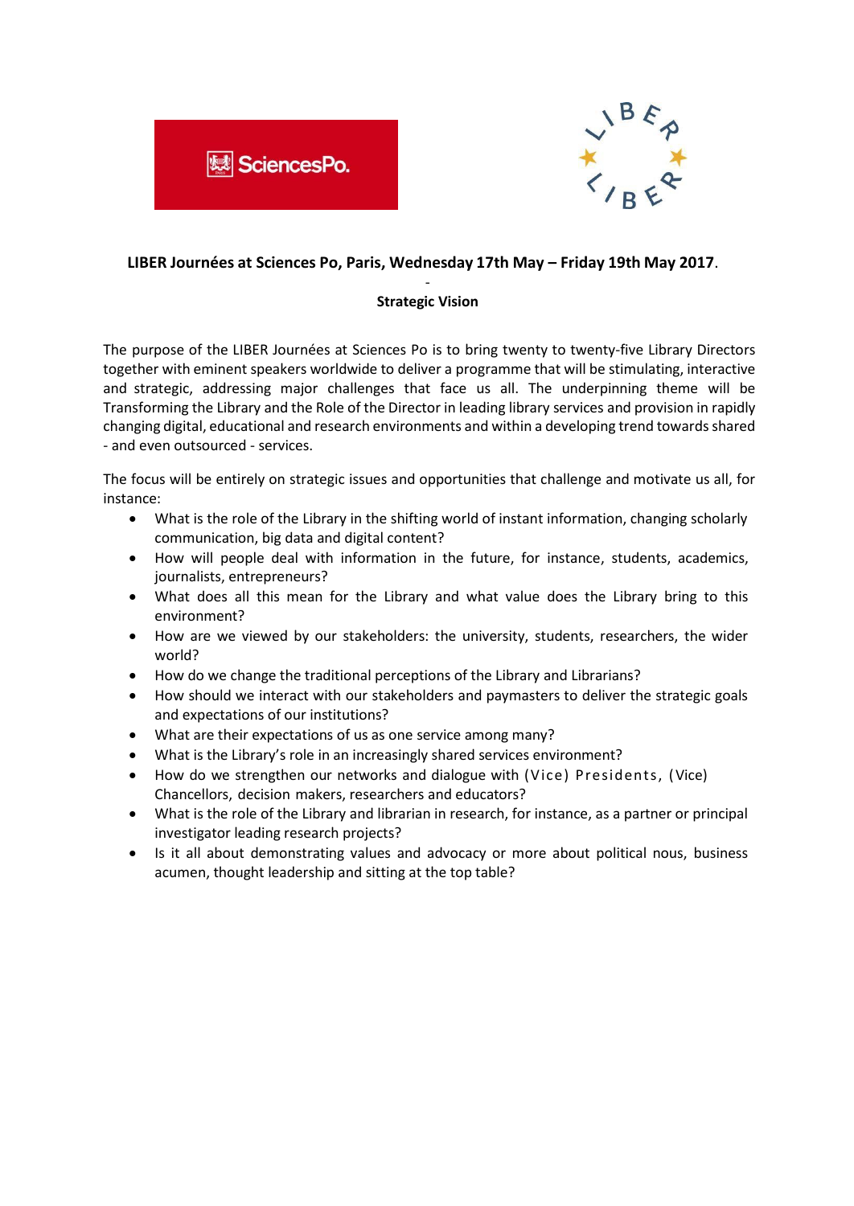**LIBER Journées at Sciences Po, Paris, Wednesday 17th May – Friday 19th May 2017**.

-

**Strategic Vision**

The purpose of the LIBER Journées at Sciences Po is to bring twenty to twenty-five Library Directors together with eminent speakers worldwide to deliver a programme that will be stimulating, interactive and strategic, addressing major challenges that face us all. The underpinning theme will be Transforming the Library and the Role of the Director in leading library services and provision in rapidly changing digital, educational and research environments and within a developing trend towards shared - and even outsourced - services.

The focus will be entirely on strategic issues and opportunities that challenge and motivate us all, for instance:

- What is the role of the Library in the shifting world of instant information, changing scholarly communication, big data and digital content?
- How will people deal with information in the future, for instance, students, academics, journalists, entrepreneurs?
- What does all this mean for the Library and what value does the Library bring to this environment?
- How are we viewed by our stakeholders: the university, students, researchers, the wider world?
- How do we change the traditional perceptions of the Library and Librarians?
- How should we interact with our stakeholders and paymasters to deliver the strategic goals and expectations of our institutions?
- What are their expectations of us as one service among many?
- What is the Library's role in an increasingly shared services environment?
- How do we strengthen our networks and dialogue with (Vice) Presidents, (Vice) Chancellors, decision makers, researchers and educators?
- What is the role of the Library and librarian in research, for instance, as a partner or principal investigator leading research projects?
- Is it all about demonstrating values and advocacy or more about political nous, business acumen, thought leadership and sitting at the top table?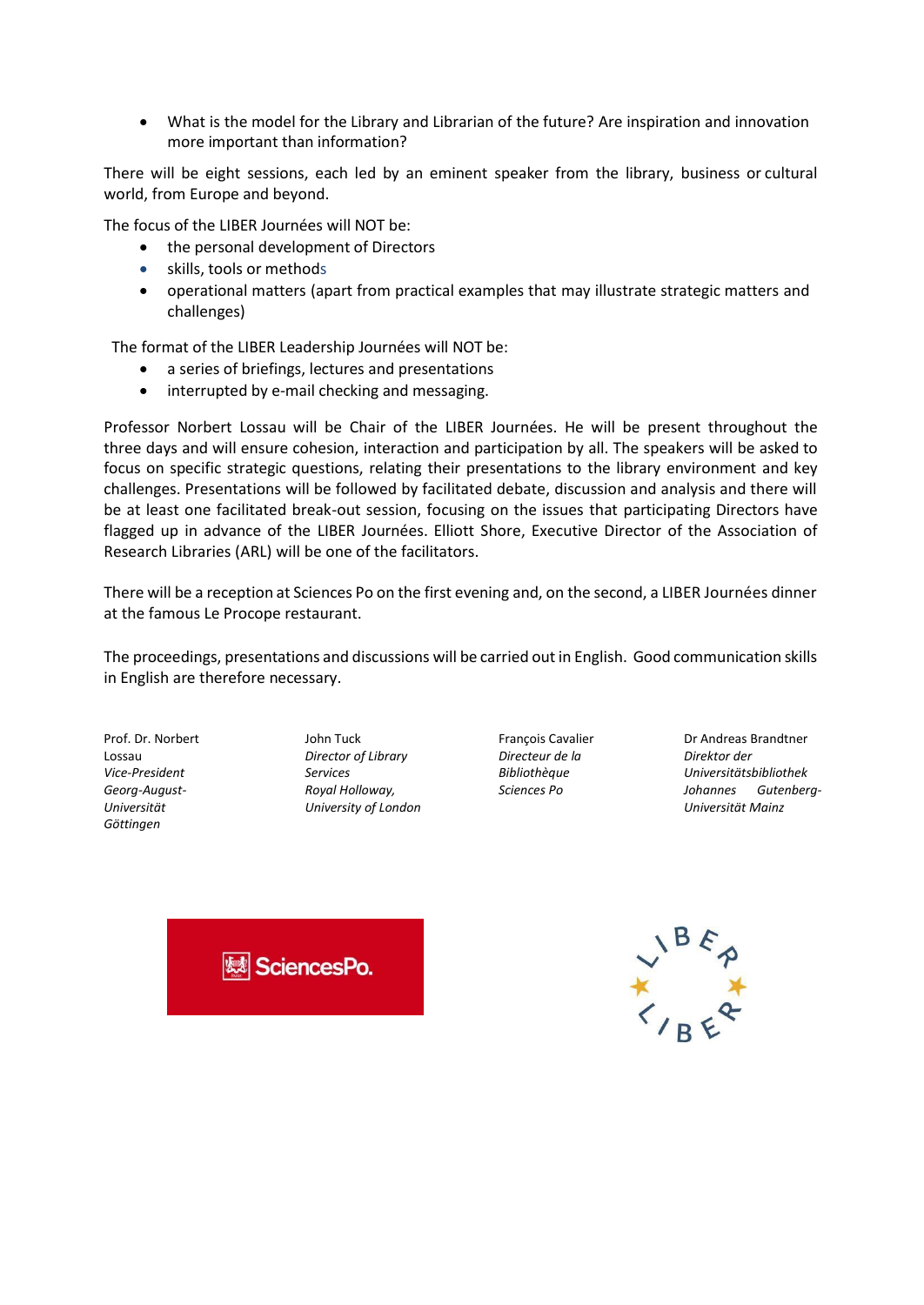- What is the model for the Library and Librarian of the future? Are inspiration and innovation more important than information?

There will be eight sessions, each led by an eminent speaker from the library, business or cultural world, from Europe and beyond.

The focus of the LIBER Journées will NOT be:

- the personal development of Directors
- skills, tools or methods
- operational matters (apart from practical examples that may illustrate strategic matters and challenges)

The format of the LIBER Leadership Journées will NOT be:

- a series of briefings, lectures and presentations
- interrupted by e-mail checking and messaging.

Professor Norbert Lossau will be Chair of the LIBER Journées. He will be present throughout the three days and will ensure cohesion, interaction and participation by all. The speakers will be asked to focus on specific strategic questions, relating their presentations to the library environment and key challenges. Presentations will be followed by facilitated debate, discussion and analysis and there will be at least one facilitated break-out session, focusing on the issues that participating Directors have flagged up in advance of the LIBER Journées. Elliott Shore, Executive Director of the Association of Research Libraries (ARL) will be one of the facilitators.

There will be a reception at Sciences Po on the first evening and, on the second, a LIBER Journées dinner at the famous Le Procope restaurant.

The proceedings, presentations and discussions will be carried out in English. Good communication skills in English are therefore necessary.

Prof. Dr. Norbert Lossau
*Vice-President*
*Georg-August-Universität Göttingen*

John Tuck
*Director of Library Services*
*Royal Holloway, University of London*

François Cavalier
*Directeur de la Bibliothèque Sciences Po*

Dr Andreas Brandtner
*Direktor der Universitätsbibliothek Johannes Gutenberg-Universität Mainz*

SciencesPo.

LIBER LIBER